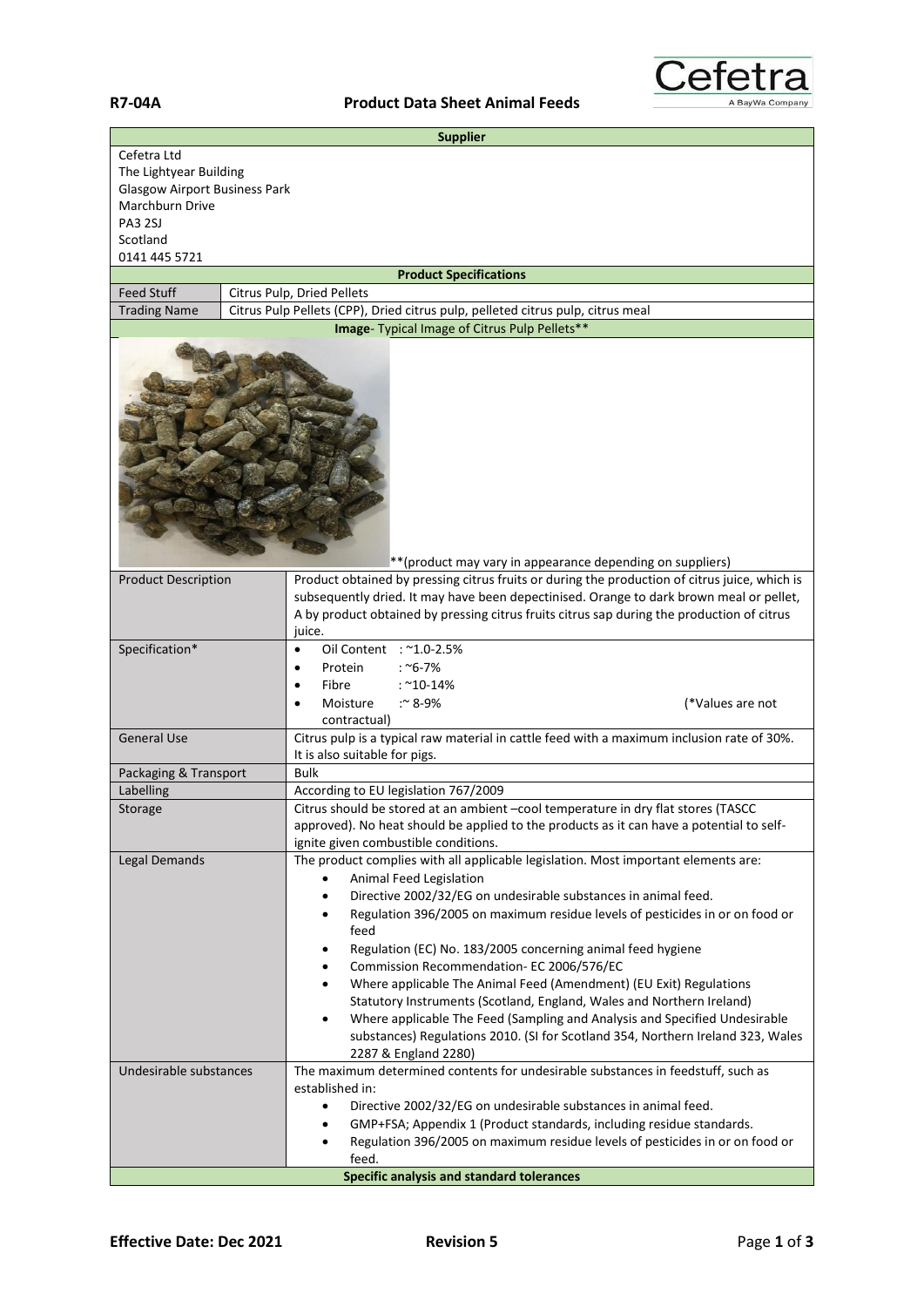**R7-04A** **Product Data Sheet Animal Feeds**

| **Supplier** | |
|---|---|
| Cefetra Ltd<br>The Lightyear Building<br>Glasgow Airport Business Park<br>Marchburn Drive<br>PA3 2SJ<br>Scotland<br>0141 445 5721 | |
| **Product Specifications** | |
| Feed Stuff | Citrus Pulp, Dried Pellets |
| Trading Name | Citrus Pulp Pellets (CPP), Dried citrus pulp, pelleted citrus pulp, citrus meal |
| **Image**- Typical Image of Citrus Pulp Pellets** | |
| **(product may vary in appearance depending on suppliers) | |
| Product Description | Product obtained by pressing citrus fruits or during the production of citrus juice, which is subsequently dried. It may have been depectinised. Orange to dark brown meal or pellet, A by product obtained by pressing citrus fruits citrus sap during the production of citrus juice. |
| Specification* | • Oil Content : ~1.0-2.5%<br>• Protein : ~6-7%<br>• Fibre : ~10-14%<br>• Moisture :~ 8-9% (*Values are not contractual) |
| General Use | Citrus pulp is a typical raw material in cattle feed with a maximum inclusion rate of 30%. It is also suitable for pigs. |
| Packaging & Transport | Bulk |
| Labelling | According to EU legislation 767/2009 |
| Storage | Citrus should be stored at an ambient –cool temperature in dry flat stores (TASCC approved). No heat should be applied to the products as it can have a potential to self-ignite given combustible conditions. |
| Legal Demands | The product complies with all applicable legislation. Most important elements are:<br>• Animal Feed Legislation<br>• Directive 2002/32/EG on undesirable substances in animal feed.<br>• Regulation 396/2005 on maximum residue levels of pesticides in or on food or feed<br>• Regulation (EC) No. 183/2005 concerning animal feed hygiene<br>• Commission Recommendation- EC 2006/576/EC<br>• Where applicable The Animal Feed (Amendment) (EU Exit) Regulations Statutory Instruments (Scotland, England, Wales and Northern Ireland)<br>• Where applicable The Feed (Sampling and Analysis and Specified Undesirable substances) Regulations 2010. (SI for Scotland 354, Northern Ireland 323, Wales 2287 & England 2280) |
| Undesirable substances | The maximum determined contents for undesirable substances in feedstuff, such as established in:<br>• Directive 2002/32/EG on undesirable substances in animal feed.<br>• GMP+FSA; Appendix 1 (Product standards, including residue standards.<br>• Regulation 396/2005 on maximum residue levels of pesticides in or on food or feed. |
| **Specific analysis and standard tolerances** | |

**Effective Date: Dec 2021** **Revision 5**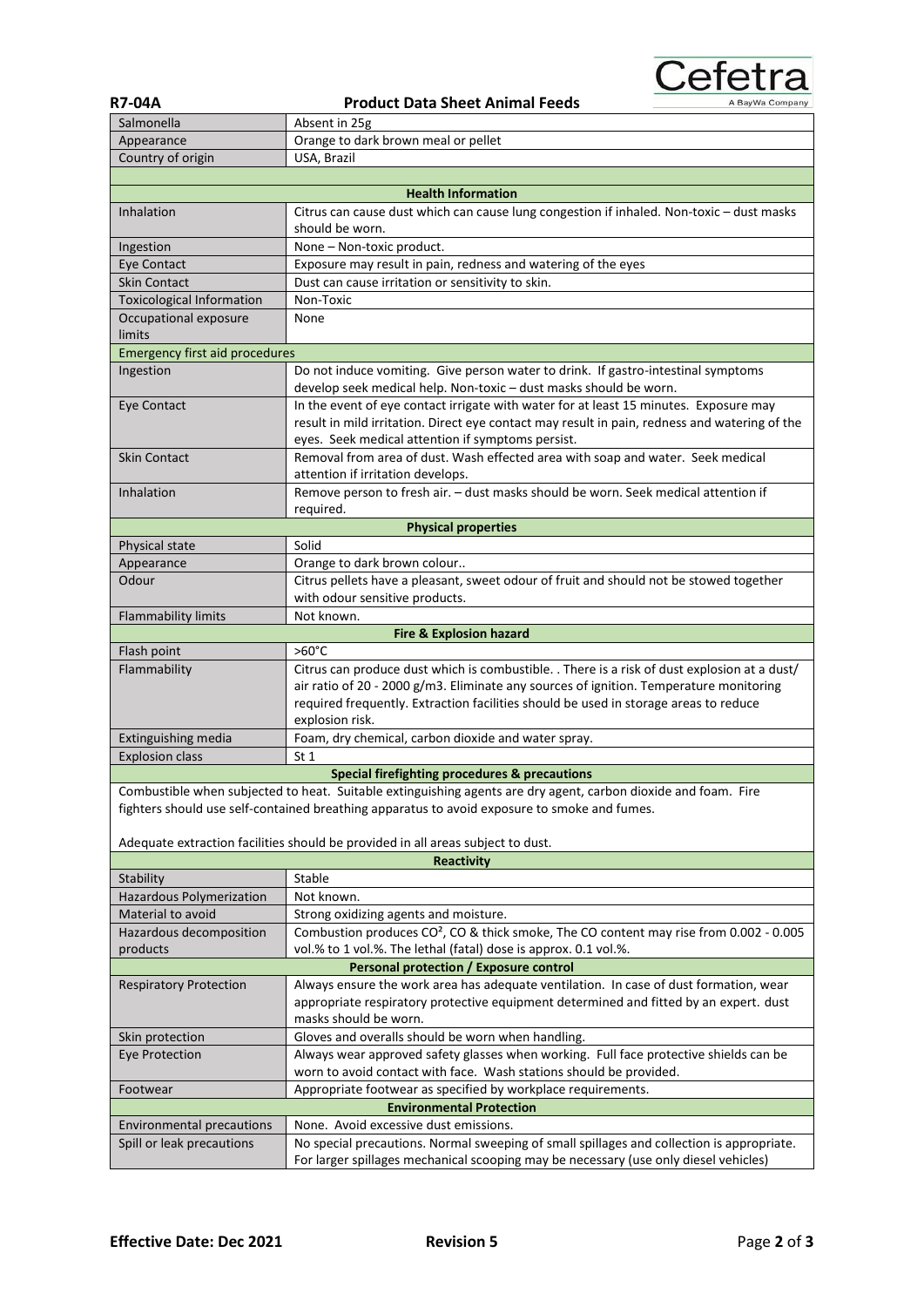| | |
|---|---|
| Salmonella | Absent in 25g |
| Appearance | Orange to dark brown meal or pellet |
| Country of origin | USA, Brazil |
| | |
| **Health Information** | |
| Inhalation | Citrus can cause dust which can cause lung congestion if inhaled. Non-toxic – dust masks should be worn. |
| Ingestion | None – Non-toxic product. |
| Eye Contact | Exposure may result in pain, redness and watering of the eyes |
| Skin Contact | Dust can cause irritation or sensitivity to skin. |
| Toxicological Information | Non-Toxic |
| Occupational exposure limits | None |
| Emergency first aid procedures | |
| Ingestion | Do not induce vomiting. Give person water to drink. If gastro-intestinal symptoms develop seek medical help. Non-toxic – dust masks should be worn. |
| Eye Contact | In the event of eye contact irrigate with water for at least 15 minutes. Exposure may result in mild irritation. Direct eye contact may result in pain, redness and watering of the eyes. Seek medical attention if symptoms persist. |
| Skin Contact | Removal from area of dust. Wash effected area with soap and water. Seek medical attention if irritation develops. |
| Inhalation | Remove person to fresh air. – dust masks should be worn. Seek medical attention if required. |
| **Physical properties** | |
| Physical state | Solid |
| Appearance | Orange to dark brown colour.. |
| Odour | Citrus pellets have a pleasant, sweet odour of fruit and should not be stowed together with odour sensitive products. |
| Flammability limits | Not known. |
| **Fire & Explosion hazard** | |
| Flash point | >60°C |
| Flammability | Citrus can produce dust which is combustible. . There is a risk of dust explosion at a dust/ air ratio of 20 - 2000 g/m3. Eliminate any sources of ignition. Temperature monitoring required frequently. Extraction facilities should be used in storage areas to reduce explosion risk. |
| Extinguishing media | Foam, dry chemical, carbon dioxide and water spray. |
| Explosion class | St 1 |
| **Special firefighting procedures & precautions** | |
| Combustible when subjected to heat. Suitable extinguishing agents are dry agent, carbon dioxide and foam. Fire fighters should use self-contained breathing apparatus to avoid exposure to smoke and fumes. Adequate extraction facilities should be provided in all areas subject to dust. | |
| **Reactivity** | |
| Stability | Stable |
| Hazardous Polymerization | Not known. |
| Material to avoid | Strong oxidizing agents and moisture. |
| Hazardous decomposition products | Combustion produces $CO^2$, CO & thick smoke, The CO content may rise from 0.002 - 0.005 vol.% to 1 vol.%. The lethal (fatal) dose is approx. 0.1 vol.%. |
| **Personal protection / Exposure control** | |
| Respiratory Protection | Always ensure the work area has adequate ventilation. In case of dust formation, wear appropriate respiratory protective equipment determined and fitted by an expert. dust masks should be worn. |
| Skin protection | Gloves and overalls should be worn when handling. |
| Eye Protection | Always wear approved safety glasses when working. Full face protective shields can be worn to avoid contact with face. Wash stations should be provided. |
| Footwear | Appropriate footwear as specified by workplace requirements. |
| **Environmental Protection** | |
| Environmental precautions | None. Avoid excessive dust emissions. |
| Spill or leak precautions | No special precautions. Normal sweeping of small spillages and collection is appropriate. For larger spillages mechanical scooping may be necessary (use only diesel vehicles) |

**Effective Date: Dec 2021** **Revision 5**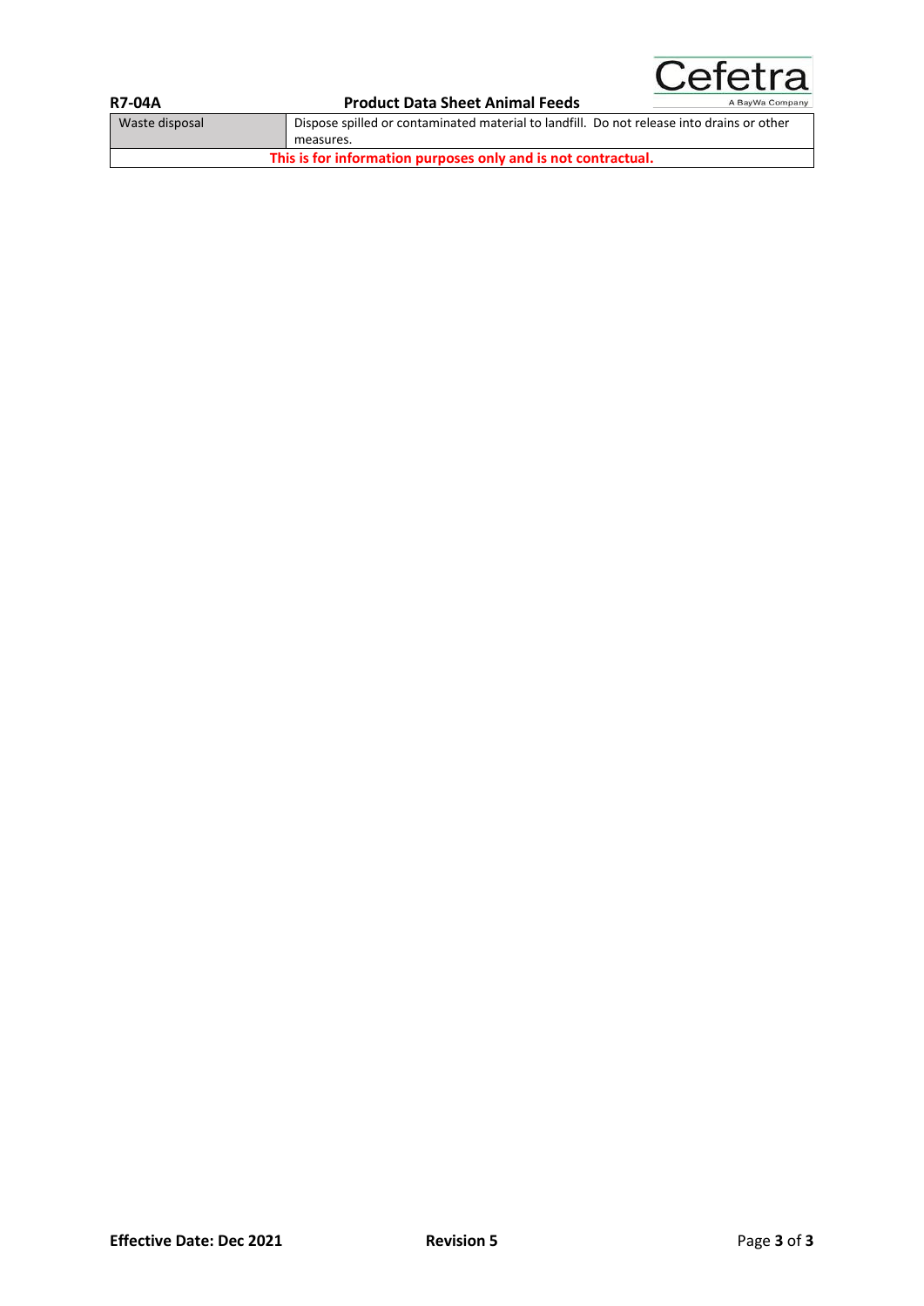| | |
|---|---|
| Waste disposal | Dispose spilled or contaminated material to landfill. Do not release into drains or other measures. |
| **This is for information purposes only and is not contractual.** | |